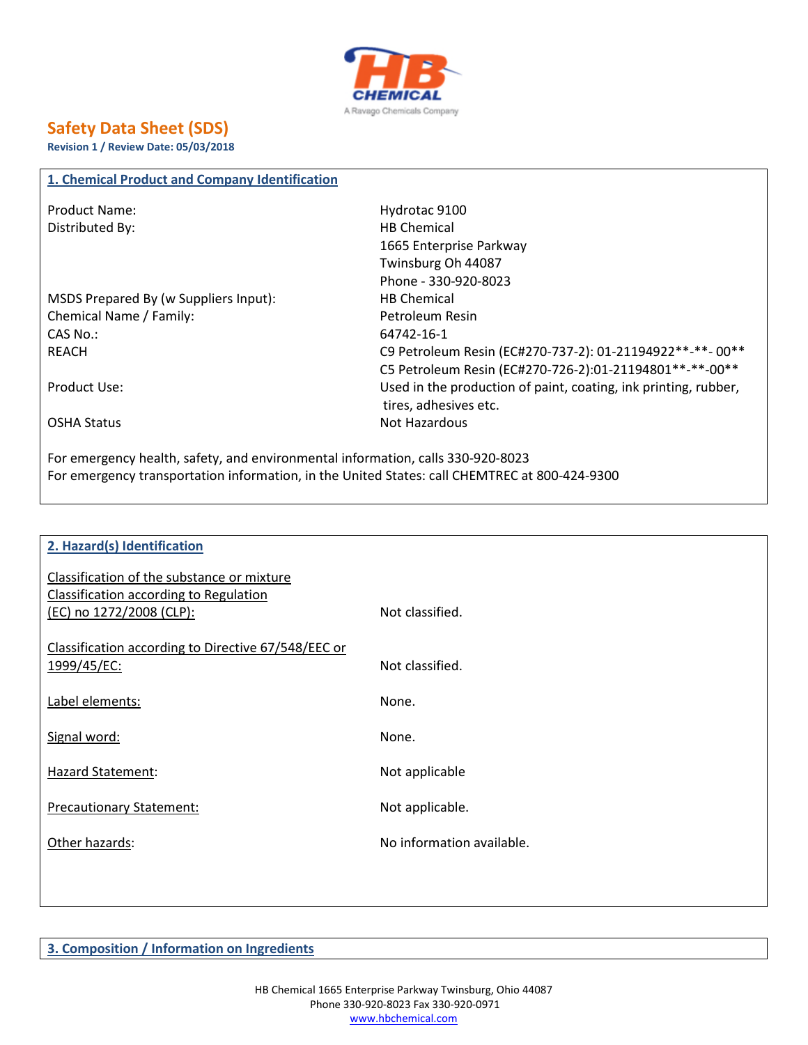# Safety Data Sheet (SDS)

**Revision 1 / Review Date: 05/03/2018**

## 1. Chemical Product and Company Identification

| | |
|---|---|
| Product Name: | Hydrotac 9100 |
| Distributed By: | HB Chemical<br>1665 Enterprise Parkway<br>Twinsburg Oh 44087<br>Phone - 330-920-8023 |
| MSDS Prepared By (w Suppliers Input): | HB Chemical |
| Chemical Name / Family: | Petroleum Resin |
| CAS No.: | 64742-16-1 |
| REACH | C9 Petroleum Resin (EC#270-737-2): 01-21194922**-**- 00**<br>C5 Petroleum Resin (EC#270-726-2):01-21194801**-**-00** |
| Product Use: | Used in the production of paint, coating, ink printing, rubber, tires, adhesives etc. |
| OSHA Status | Not Hazardous |

For emergency health, safety, and environmental information, calls 330-920-8023
For emergency transportation information, in the United States: call CHEMTREC at 800-424-9300

## 2. Hazard(s) Identification

| | |
|---|---|
| Classification of the substance or mixture<br>Classification according to Regulation (EC) no 1272/2008 (CLP): | Not classified. |
| Classification according to Directive 67/548/EEC or 1999/45/EC: | Not classified. |
| Label elements: | None. |
| Signal word: | None. |
| Hazard Statement: | Not applicable |
| Precautionary Statement: | Not applicable. |
| Other hazards: | No information available. |

## 3. Composition / Information on Ingredients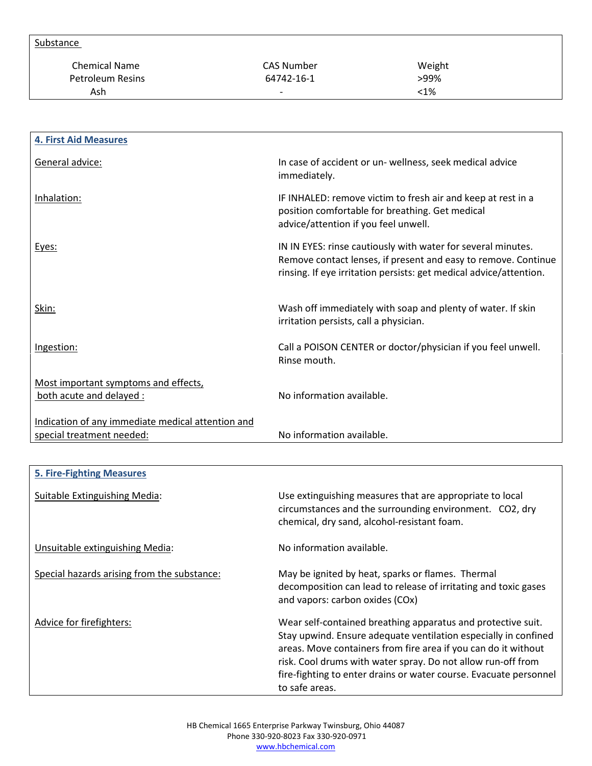Substance

| Chemical Name | CAS Number | Weight |
| --- | --- | --- |
| Petroleum Resins | 64742-16-1 | >99% |
| Ash | - | <1% |

## 4. First Aid Measures

| | |
| --- | --- |
| General advice: | In case of accident or un- wellness, seek medical advice immediately. |
| Inhalation: | IF INHALED: remove victim to fresh air and keep at rest in a position comfortable for breathing. Get medical advice/attention if you feel unwell. |
| Eyes: | IN IN EYES: rinse cautiously with water for several minutes. Remove contact lenses, if present and easy to remove. Continue rinsing. If eye irritation persists: get medical advice/attention. |
| Skin: | Wash off immediately with soap and plenty of water. If skin irritation persists, call a physician. |
| Ingestion: | Call a POISON CENTER or doctor/physician if you feel unwell. Rinse mouth. |
| Most important symptoms and effects, both acute and delayed : | No information available. |
| Indication of any immediate medical attention and special treatment needed: | No information available. |

## 5. Fire-Fighting Measures

| | |
| --- | --- |
| Suitable Extinguishing Media: | Use extinguishing measures that are appropriate to local circumstances and the surrounding environment. $CO_2$, dry chemical, dry sand, alcohol-resistant foam. |
| Unsuitable extinguishing Media: | No information available. |
| Special hazards arising from the substance: | May be ignited by heat, sparks or flames. Thermal decomposition can lead to release of irritating and toxic gases and vapors: carbon oxides ($CO_x$) |
| Advice for firefighters: | Wear self-contained breathing apparatus and protective suit. Stay upwind. Ensure adequate ventilation especially in confined areas. Move containers from fire area if you can do it without risk. Cool drums with water spray. Do not allow run-off from fire-fighting to enter drains or water course. Evacuate personnel to safe areas. |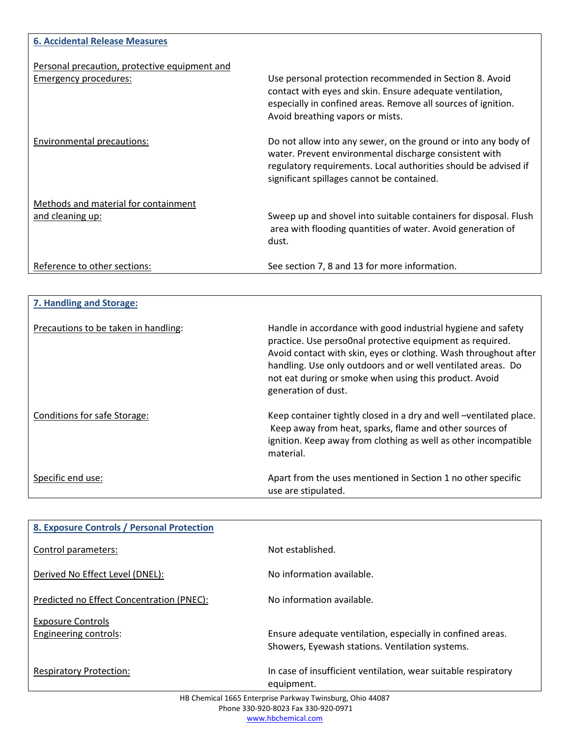## 6. Accidental Release Measures

| | |
|---|---|
| Personal precaution, protective equipment and Emergency procedures: | Use personal protection recommended in Section 8. Avoid contact with eyes and skin. Ensure adequate ventilation, especially in confined areas. Remove all sources of ignition. Avoid breathing vapors or mists. |
| Environmental precautions: | Do not allow into any sewer, on the ground or into any body of water. Prevent environmental discharge consistent with regulatory requirements. Local authorities should be advised if significant spillages cannot be contained. |
| Methods and material for containment and cleaning up: | Sweep up and shovel into suitable containers for disposal. Flush area with flooding quantities of water. Avoid generation of dust. |
| Reference to other sections: | See section 7, 8 and 13 for more information. |

## 7. Handling and Storage:

| | |
|---|---|
| Precautions to be taken in handling: | Handle in accordance with good industrial hygiene and safety practice. Use perso0nal protective equipment as required. Avoid contact with skin, eyes or clothing. Wash throughout after handling. Use only outdoors and or well ventilated areas. Do not eat during or smoke when using this product. Avoid generation of dust. |
| Conditions for safe Storage: | Keep container tightly closed in a dry and well –ventilated place. Keep away from heat, sparks, flame and other sources of ignition. Keep away from clothing as well as other incompatible material. |
| Specific end use: | Apart from the uses mentioned in Section 1 no other specific use are stipulated. |

## 8. Exposure Controls / Personal Protection

| | |
|---|---|
| Control parameters: | Not established. |
| Derived No Effect Level (DNEL): | No information available. |
| Predicted no Effect Concentration (PNEC): | No information available. |
| Exposure Controls<br>Engineering controls: | Ensure adequate ventilation, especially in confined areas. Showers, Eyewash stations. Ventilation systems. |
| Respiratory Protection: | In case of insufficient ventilation, wear suitable respiratory equipment. |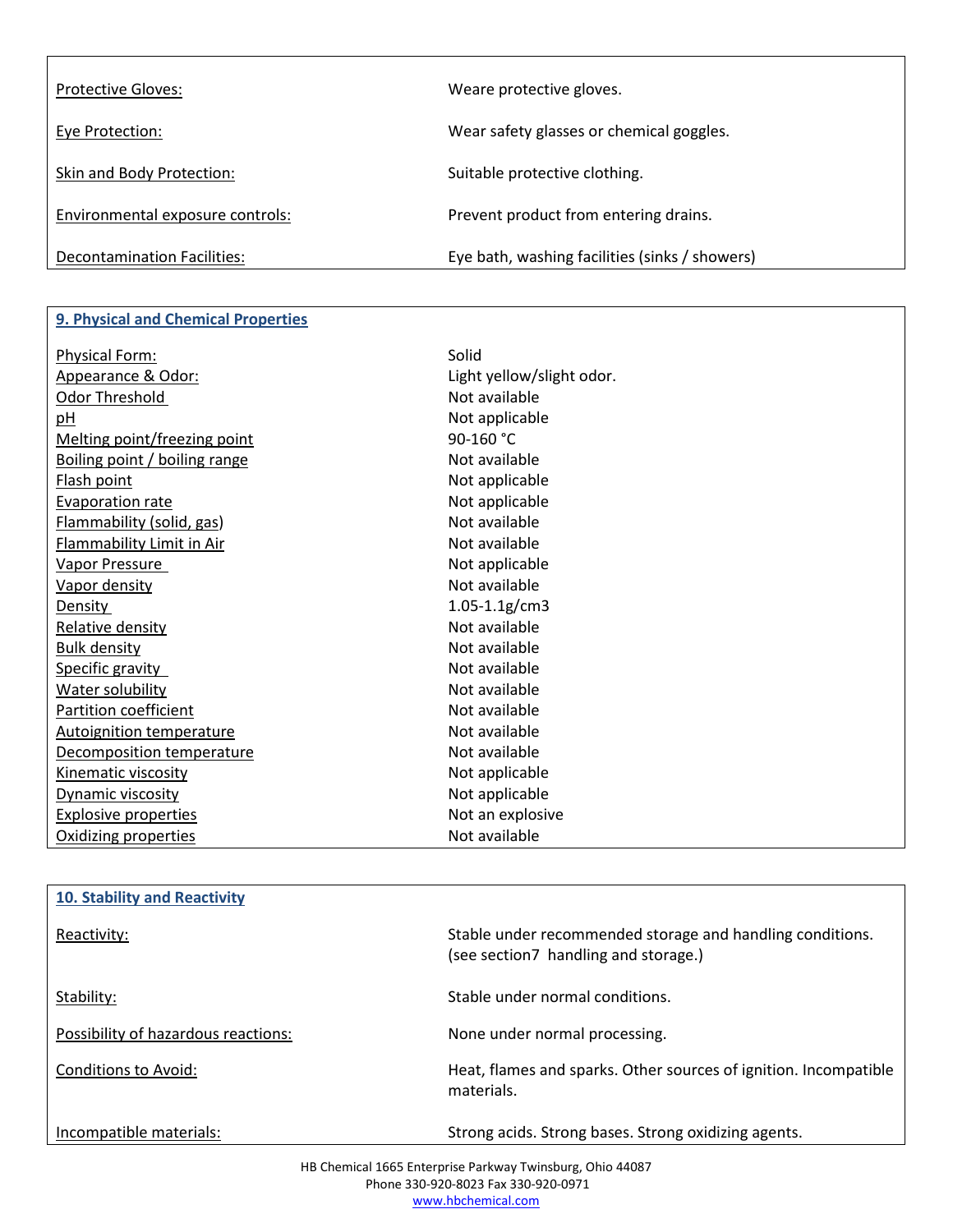| | |
|---|---|
| Protective Gloves: | Weare protective gloves. |
| Eye Protection: | Wear safety glasses or chemical goggles. |
| Skin and Body Protection: | Suitable protective clothing. |
| Environmental exposure controls: | Prevent product from entering drains. |
| Decontamination Facilities: | Eye bath, washing facilities (sinks / showers) |

## 9. Physical and Chemical Properties

| | |
|---|---|
| Physical Form: | Solid |
| Appearance & Odor: | Light yellow/slight odor. |
| Odor Threshold | Not available |
| pH | Not applicable |
| Melting point/freezing point | 90-160 °C |
| Boiling point / boiling range | Not available |
| Flash point | Not applicable |
| Evaporation rate | Not applicable |
| Flammability (solid, gas) | Not available |
| Flammability Limit in Air | Not available |
| Vapor Pressure | Not applicable |
| Vapor density | Not available |
| Density | 1.05-1.1g/cm3 |
| Relative density | Not available |
| Bulk density | Not available |
| Specific gravity | Not available |
| Water solubility | Not available |
| Partition coefficient | Not available |
| Autoignition temperature | Not available |
| Decomposition temperature | Not available |
| Kinematic viscosity | Not applicable |
| Dynamic viscosity | Not applicable |
| Explosive properties | Not an explosive |
| Oxidizing properties | Not available |

## 10. Stability and Reactivity

| | |
|---|---|
| Reactivity: | Stable under recommended storage and handling conditions. (see section7 handling and storage.) |
| Stability: | Stable under normal conditions. |
| Possibility of hazardous reactions: | None under normal processing. |
| Conditions to Avoid: | Heat, flames and sparks. Other sources of ignition. Incompatible materials. |
| Incompatible materials: | Strong acids. Strong bases. Strong oxidizing agents. |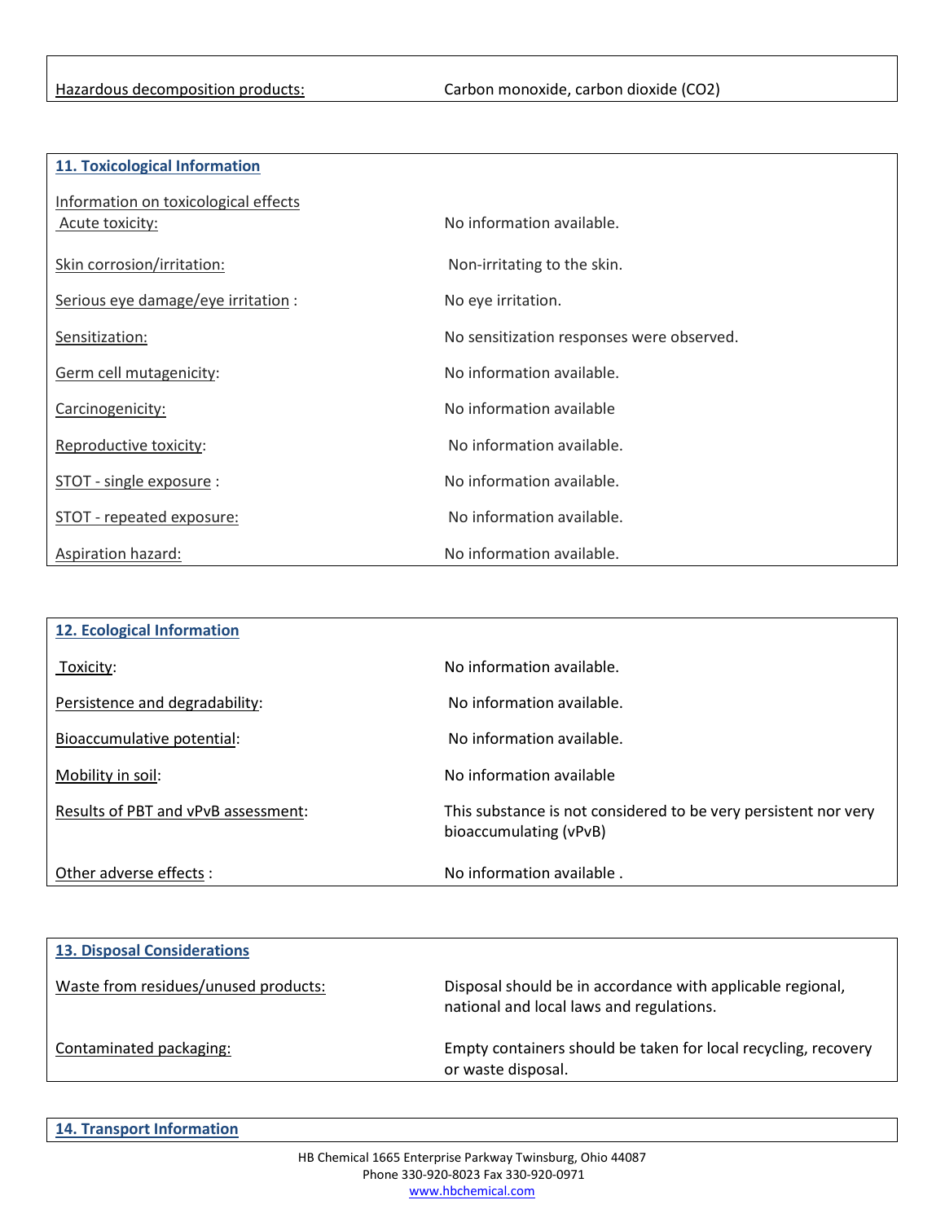| | |
|---|---|
| Hazardous decomposition products: | Carbon monoxide, carbon dioxide ($CO_2$) |

## 11. Toxicological Information

| | |
|---|---|
| **Information on toxicological effects** | |
| Acute toxicity: | No information available. |
| Skin corrosion/irritation: | Non-irritating to the skin. |
| Serious eye damage/eye irritation : | No eye irritation. |
| Sensitization: | No sensitization responses were observed. |
| Germ cell mutagenicity: | No information available. |
| Carcinogenicity: | No information available |
| Reproductive toxicity: | No information available. |
| STOT - single exposure : | No information available. |
| STOT - repeated exposure: | No information available. |
| Aspiration hazard: | No information available. |

## 12. Ecological Information

| | |
|---|---|
| Toxicity: | No information available. |
| Persistence and degradability: | No information available. |
| Bioaccumulative potential: | No information available. |
| Mobility in soil: | No information available |
| Results of PBT and vPvB assessment: | This substance is not considered to be very persistent nor very bioaccumulating (vPvB) |
| Other adverse effects : | No information available . |

## 13. Disposal Considerations

| | |
|---|---|
| Waste from residues/unused products: | Disposal should be in accordance with applicable regional, national and local laws and regulations. |
| Contaminated packaging: | Empty containers should be taken for local recycling, recovery or waste disposal. |

## 14. Transport Information

HB Chemical 1665 Enterprise Parkway Twinsburg, Ohio 44087
Phone 330-920-8023 Fax 330-920-0971
www.hbchemical.com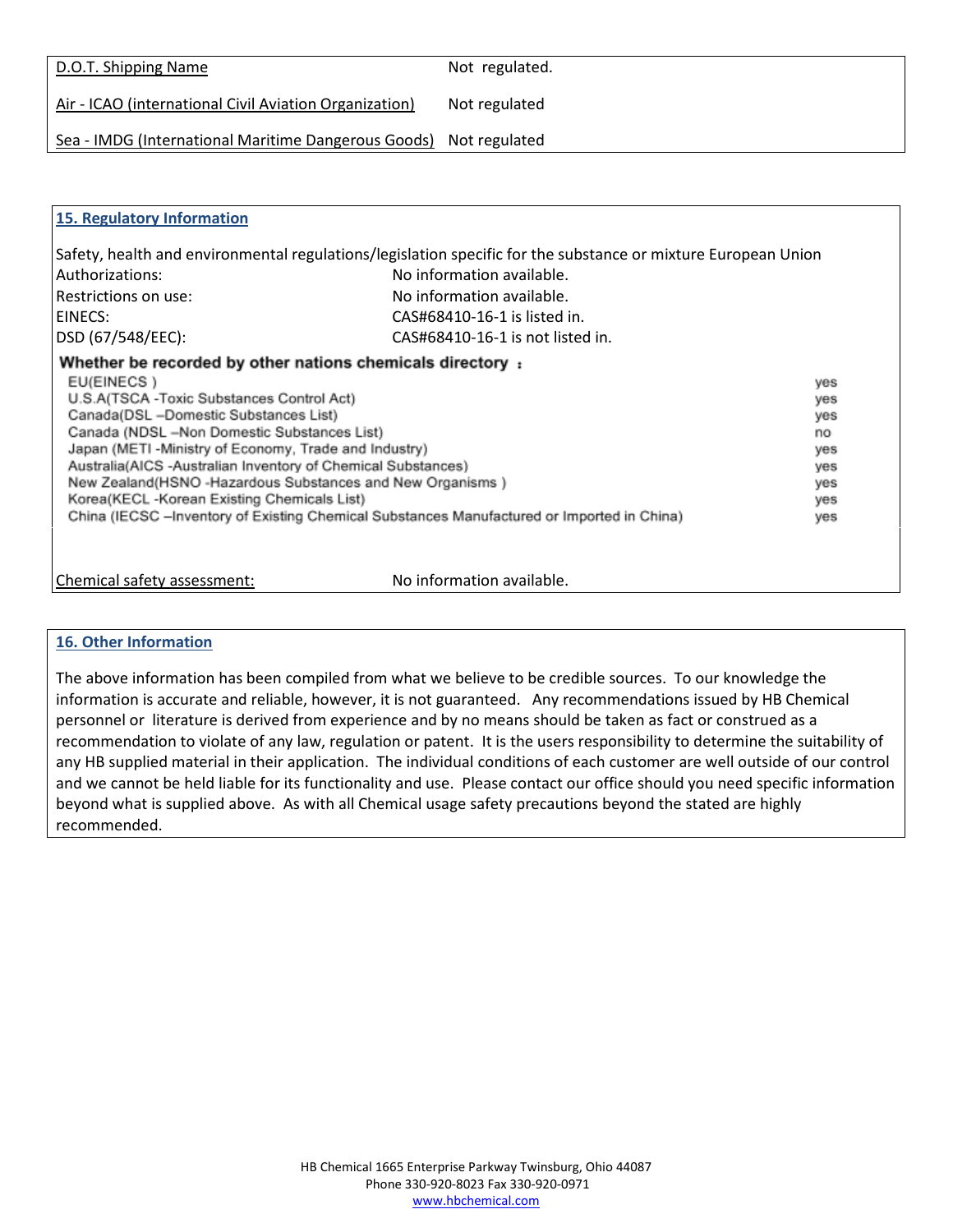| | |
|---|---|
| D.O.T. Shipping Name | Not regulated. |
| Air - ICAO (international Civil Aviation Organization) | Not regulated |
| Sea - IMDG (International Maritime Dangerous Goods) | Not regulated |

## 15. Regulatory Information

Safety, health and environmental regulations/legislation specific for the substance or mixture European Union

| | |
|---|---|
| Authorizations: | No information available. |
| Restrictions on use: | No information available. |
| EINECS: | CAS#68410-16-1 is listed in. |
| DSD (67/548/EEC): | CAS#68410-16-1 is not listed in. |

**Whether be recorded by other nations chemicals directory ：**

| | |
|---|---|
| EU(EINECS ) | yes |
| U.S.A(TSCA -Toxic Substances Control Act) | yes |
| Canada(DSL –Domestic Substances List) | yes |
| Canada (NDSL –Non Domestic Substances List) | no |
| Japan (METI -Ministry of Economy, Trade and Industry) | yes |
| Australia(AICS -Australian Inventory of Chemical Substances) | yes |
| New Zealand(HSNO -Hazardous Substances and New Organisms ) | yes |
| Korea(KECL -Korean Existing Chemicals List) | yes |
| China (IECSC –Inventory of Existing Chemical Substances Manufactured or Imported in China) | yes |

Chemical safety assessment: No information available.

## 16. Other Information

The above information has been compiled from what we believe to be credible sources. To our knowledge the information is accurate and reliable, however, it is not guaranteed. Any recommendations issued by HB Chemical personnel or literature is derived from experience and by no means should be taken as fact or construed as a recommendation to violate of any law, regulation or patent. It is the users responsibility to determine the suitability of any HB supplied material in their application. The individual conditions of each customer are well outside of our control and we cannot be held liable for its functionality and use. Please contact our office should you need specific information beyond what is supplied above. As with all Chemical usage safety precautions beyond the stated are highly recommended.